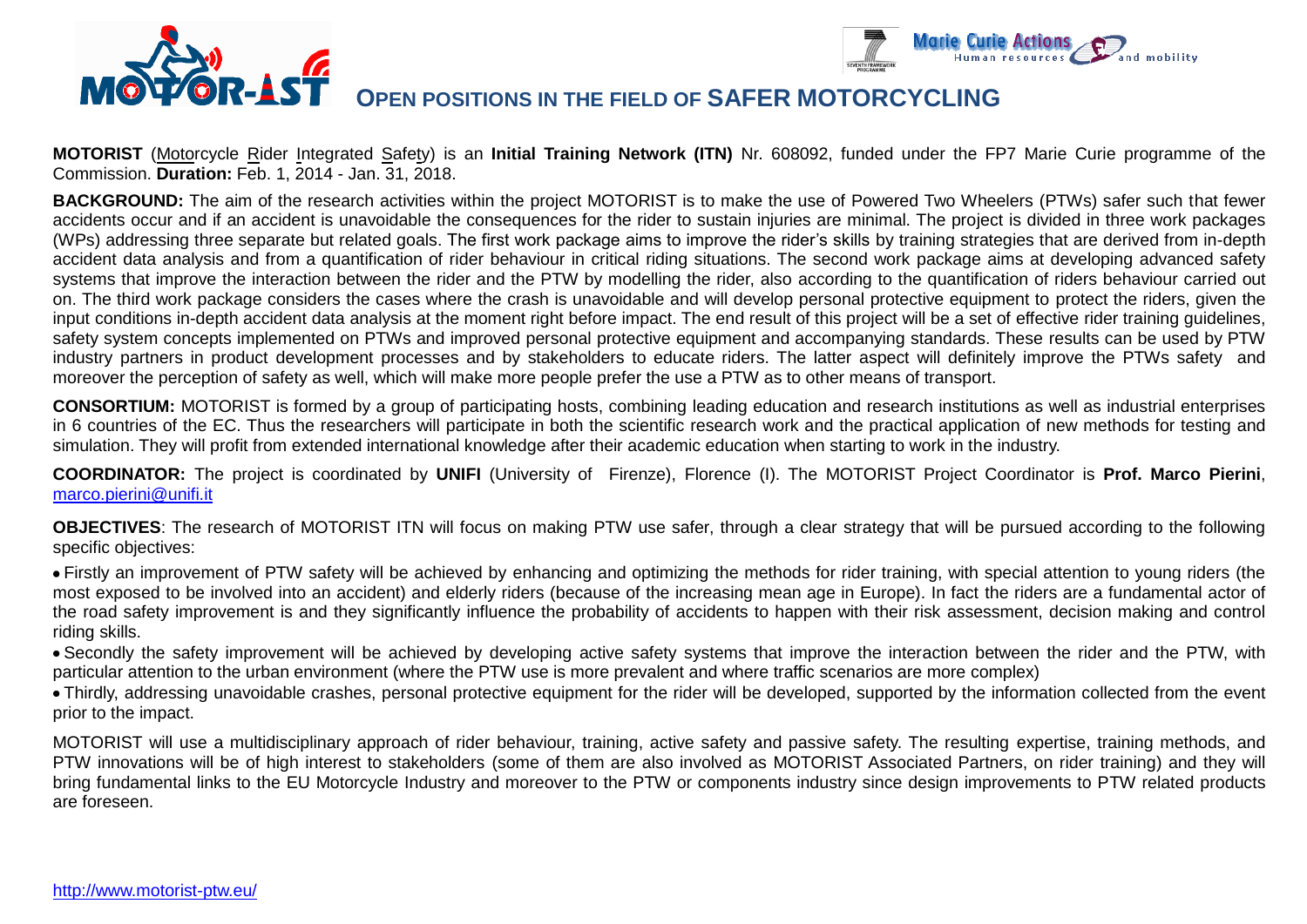# OPEN POSITIONS IN THE FIELD OF SAFER MOTORCYCLING

**MOTORIST** (Motorcycle Rider Integrated Safety) is an **Initial Training Network (ITN)** Nr. 608092, funded under the FP7 Marie Curie programme of the Commission. **Duration:** Feb. 1, 2014 - Jan. 31, 2018.

**BACKGROUND:** The aim of the research activities within the project MOTORIST is to make the use of Powered Two Wheelers (PTWs) safer such that fewer accidents occur and if an accident is unavoidable the consequences for the rider to sustain injuries are minimal. The project is divided in three work packages (WPs) addressing three separate but related goals. The first work package aims to improve the rider's skills by training strategies that are derived from in-depth accident data analysis and from a quantification of rider behaviour in critical riding situations. The second work package aims at developing advanced safety systems that improve the interaction between the rider and the PTW by modelling the rider, also according to the quantification of riders behaviour carried out on. The third work package considers the cases where the crash is unavoidable and will develop personal protective equipment to protect the riders, given the input conditions in-depth accident data analysis at the moment right before impact. The end result of this project will be a set of effective rider training guidelines, safety system concepts implemented on PTWs and improved personal protective equipment and accompanying standards. These results can be used by PTW industry partners in product development processes and by stakeholders to educate riders. The latter aspect will definitely improve the PTWs safety and moreover the perception of safety as well, which will make more people prefer the use a PTW as to other means of transport.

**CONSORTIUM:** MOTORIST is formed by a group of participating hosts, combining leading education and research institutions as well as industrial enterprises in 6 countries of the EC. Thus the researchers will participate in both the scientific research work and the practical application of new methods for testing and simulation. They will profit from extended international knowledge after their academic education when starting to work in the industry.

**COORDINATOR:** The project is coordinated by **UNIFI** (University of Firenze), Florence (I). The MOTORIST Project Coordinator is **Prof. Marco Pierini**, marco.pierini@unifi.it

**OBJECTIVES**: The research of MOTORIST ITN will focus on making PTW use safer, through a clear strategy that will be pursued according to the following specific objectives:

- Firstly an improvement of PTW safety will be achieved by enhancing and optimizing the methods for rider training, with special attention to young riders (the most exposed to be involved into an accident) and elderly riders (because of the increasing mean age in Europe). In fact the riders are a fundamental actor of the road safety improvement is and they significantly influence the probability of accidents to happen with their risk assessment, decision making and control riding skills.
- Secondly the safety improvement will be achieved by developing active safety systems that improve the interaction between the rider and the PTW, with particular attention to the urban environment (where the PTW use is more prevalent and where traffic scenarios are more complex)
- Thirdly, addressing unavoidable crashes, personal protective equipment for the rider will be developed, supported by the information collected from the event prior to the impact.

MOTORIST will use a multidisciplinary approach of rider behaviour, training, active safety and passive safety. The resulting expertise, training methods, and PTW innovations will be of high interest to stakeholders (some of them are also involved as MOTORIST Associated Partners, on rider training) and they will bring fundamental links to the EU Motorcycle Industry and moreover to the PTW or components industry since design improvements to PTW related products are foreseen.

http://www.motorist-ptw.eu/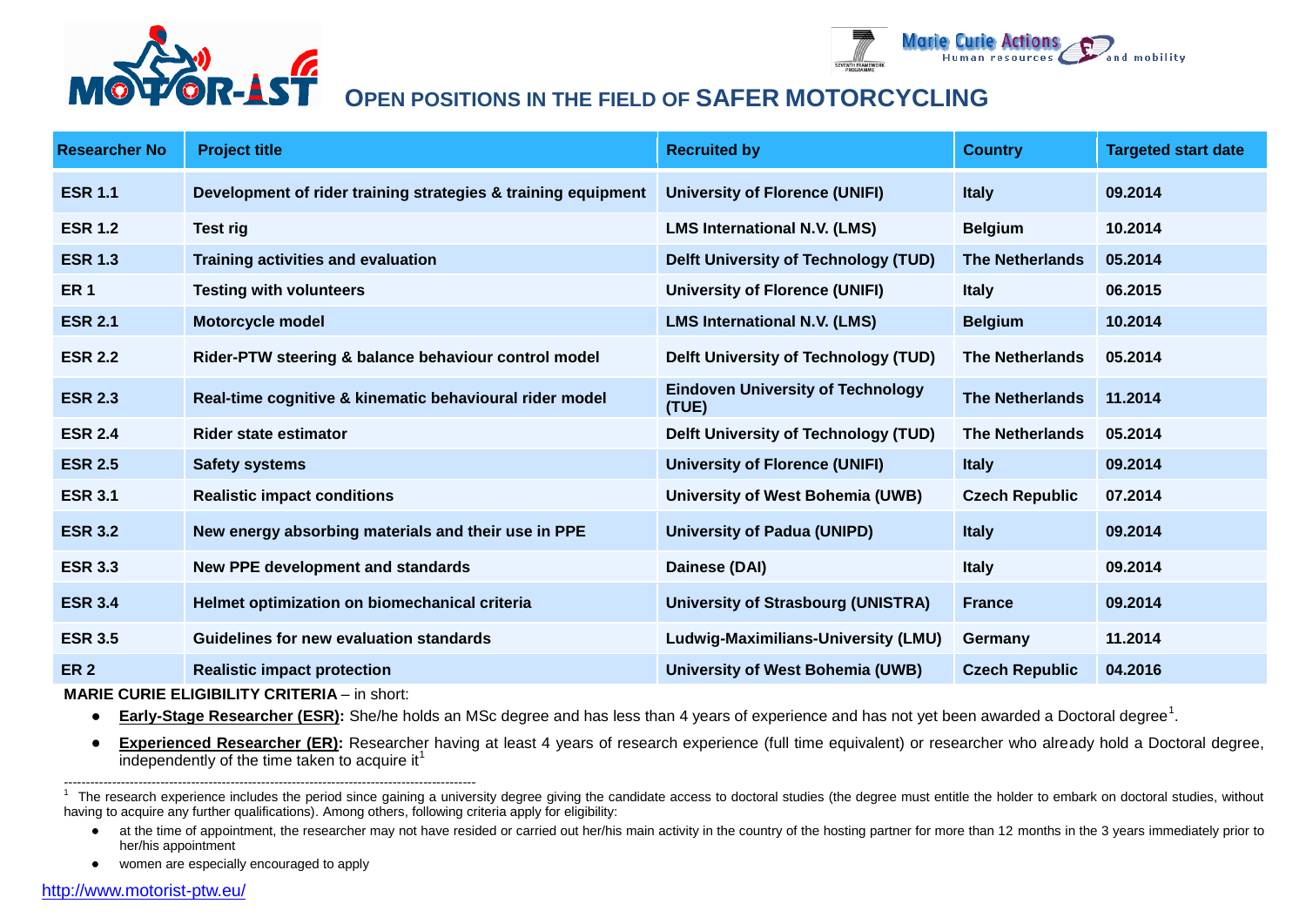# OPEN POSITIONS IN THE FIELD OF SAFER MOTORCYCLING

| Researcher No | Project title | Recruited by | Country | Targeted start date |
|---|---|---|---|---|
| **ESR 1.1** | **Development of rider training strategies & training equipment** | **University of Florence (UNIFI)** | **Italy** | **09.2014** |
| **ESR 1.2** | **Test rig** | **LMS International N.V. (LMS)** | **Belgium** | **10.2014** |
| **ESR 1.3** | **Training activities and evaluation** | **Delft University of Technology (TUD)** | **The Netherlands** | **05.2014** |
| **ER 1** | **Testing with volunteers** | **University of Florence (UNIFI)** | **Italy** | **06.2015** |
| **ESR 2.1** | **Motorcycle model** | **LMS International N.V. (LMS)** | **Belgium** | **10.2014** |
| **ESR 2.2** | **Rider-PTW steering & balance behaviour control model** | **Delft University of Technology (TUD)** | **The Netherlands** | **05.2014** |
| **ESR 2.3** | **Real-time cognitive & kinematic behavioural rider model** | **Eindoven University of Technology (TUE)** | **The Netherlands** | **11.2014** |
| **ESR 2.4** | **Rider state estimator** | **Delft University of Technology (TUD)** | **The Netherlands** | **05.2014** |
| **ESR 2.5** | **Safety systems** | **University of Florence (UNIFI)** | **Italy** | **09.2014** |
| **ESR 3.1** | **Realistic impact conditions** | **University of West Bohemia (UWB)** | **Czech Republic** | **07.2014** |
| **ESR 3.2** | **New energy absorbing materials and their use in PPE** | **University of Padua (UNIPD)** | **Italy** | **09.2014** |
| **ESR 3.3** | **New PPE development and standards** | **Dainese (DAI)** | **Italy** | **09.2014** |
| **ESR 3.4** | **Helmet optimization on biomechanical criteria** | **University of Strasbourg (UNISTRA)** | **France** | **09.2014** |
| **ESR 3.5** | **Guidelines for new evaluation standards** | **Ludwig-Maximilians-University (LMU)** | **Germany** | **11.2014** |
| **ER 2** | **Realistic impact protection** | **University of West Bohemia (UWB)** | **Czech Republic** | **04.2016** |

**MARIE CURIE ELIGIBILITY CRITERIA** – in short:

- **Early-Stage Researcher (ESR):** She/he holds an MSc degree and has less than 4 years of experience and has not yet been awarded a Doctoral degree[1].
- **Experienced Researcher (ER):** Researcher having at least 4 years of research experience (full time equivalent) or researcher who already hold a Doctoral degree, independently of the time taken to acquire it[1]

---

[1] The research experience includes the period since gaining a university degree giving the candidate access to doctoral studies (the degree must entitle the holder to embark on doctoral studies, without having to acquire any further qualifications). Among others, following criteria apply for eligibility:

- at the time of appointment, the researcher may not have resided or carried out her/his main activity in the country of the hosting partner for more than 12 months in the 3 years immediately prior to her/his appointment
- women are especially encouraged to apply

http://www.motorist-ptw.eu/